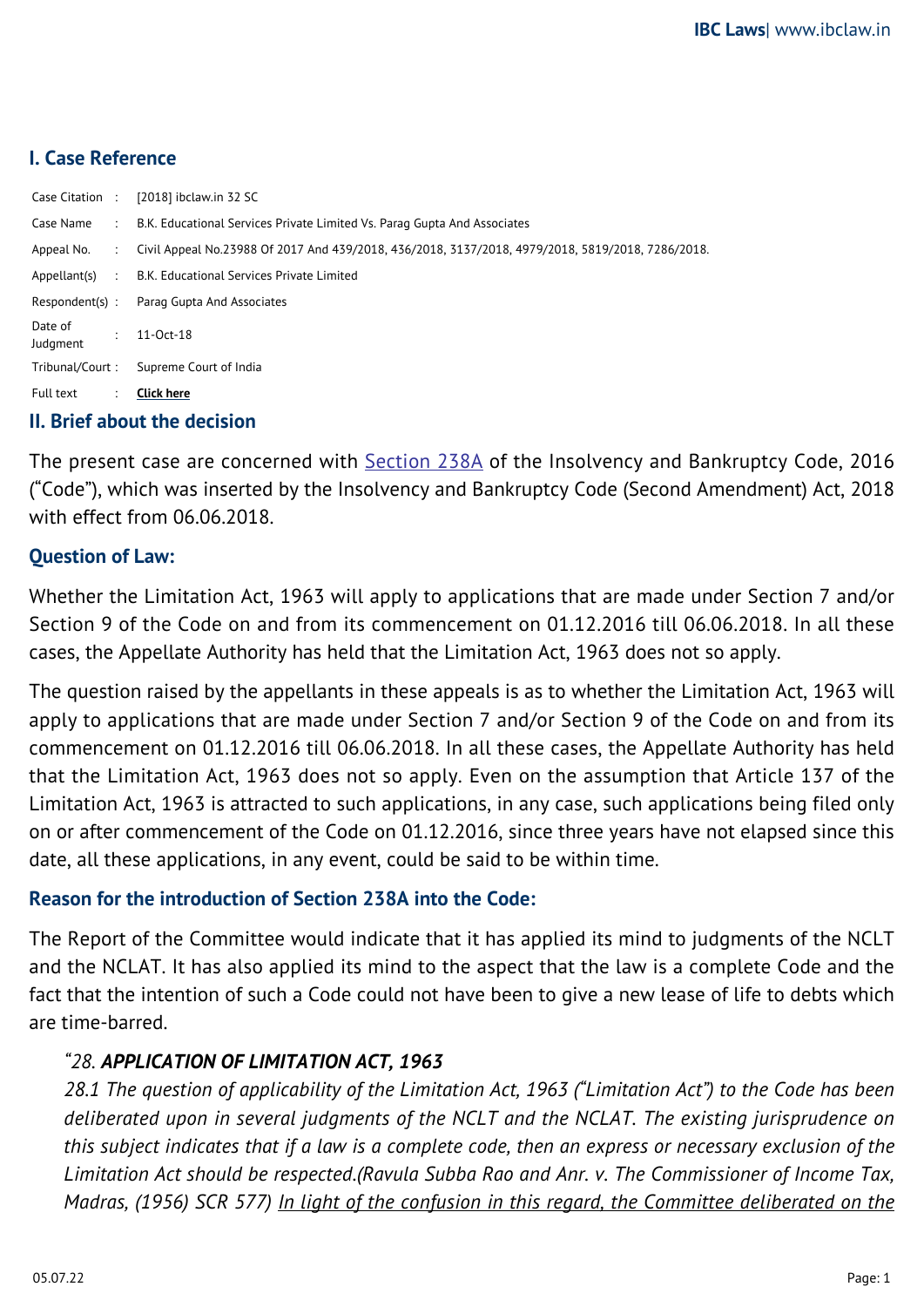## I. Case Reference

| | | |
|---|---|---|
| Case Citation | : | [2018] ibclaw.in 32 SC |
| Case Name | : | B.K. Educational Services Private Limited Vs. Parag Gupta And Associates |
| Appeal No. | : | Civil Appeal No.23988 Of 2017 And 439/2018, 436/2018, 3137/2018, 4979/2018, 5819/2018, 7286/2018. |
| Appellant(s) | : | B.K. Educational Services Private Limited |
| Respondent(s) | : | Parag Gupta And Associates |
| Date of Judgment | : | 11-Oct-18 |
| Tribunal/Court | : | Supreme Court of India |
| Full text | : | **Click here** |

## II. Brief about the decision

The present case are concerned with Section 238A of the Insolvency and Bankruptcy Code, 2016 ("Code"), which was inserted by the Insolvency and Bankruptcy Code (Second Amendment) Act, 2018 with effect from 06.06.2018.

### Question of Law:

Whether the Limitation Act, 1963 will apply to applications that are made under Section 7 and/or Section 9 of the Code on and from its commencement on 01.12.2016 till 06.06.2018. In all these cases, the Appellate Authority has held that the Limitation Act, 1963 does not so apply.

The question raised by the appellants in these appeals is as to whether the Limitation Act, 1963 will apply to applications that are made under Section 7 and/or Section 9 of the Code on and from its commencement on 01.12.2016 till 06.06.2018. In all these cases, the Appellate Authority has held that the Limitation Act, 1963 does not so apply. Even on the assumption that Article 137 of the Limitation Act, 1963 is attracted to such applications, in any case, such applications being filed only on or after commencement of the Code on 01.12.2016, since three years have not elapsed since this date, all these applications, in any event, could be said to be within time.

### Reason for the introduction of Section 238A into the Code:

The Report of the Committee would indicate that it has applied its mind to judgments of the NCLT and the NCLAT. It has also applied its mind to the aspect that the law is a complete Code and the fact that the intention of such a Code could not have been to give a new lease of life to debts which are time-barred.

> *"28. **APPLICATION OF LIMITATION ACT, 1963***
> *28.1 The question of applicability of the Limitation Act, 1963 ("Limitation Act") to the Code has been deliberated upon in several judgments of the NCLT and the NCLAT. The existing jurisprudence on this subject indicates that if a law is a complete code, then an express or necessary exclusion of the Limitation Act should be respected.(Ravula Subba Rao and Anr. v. The Commissioner of Income Tax, Madras, (1956) SCR 577) In light of the confusion in this regard, the Committee deliberated on the*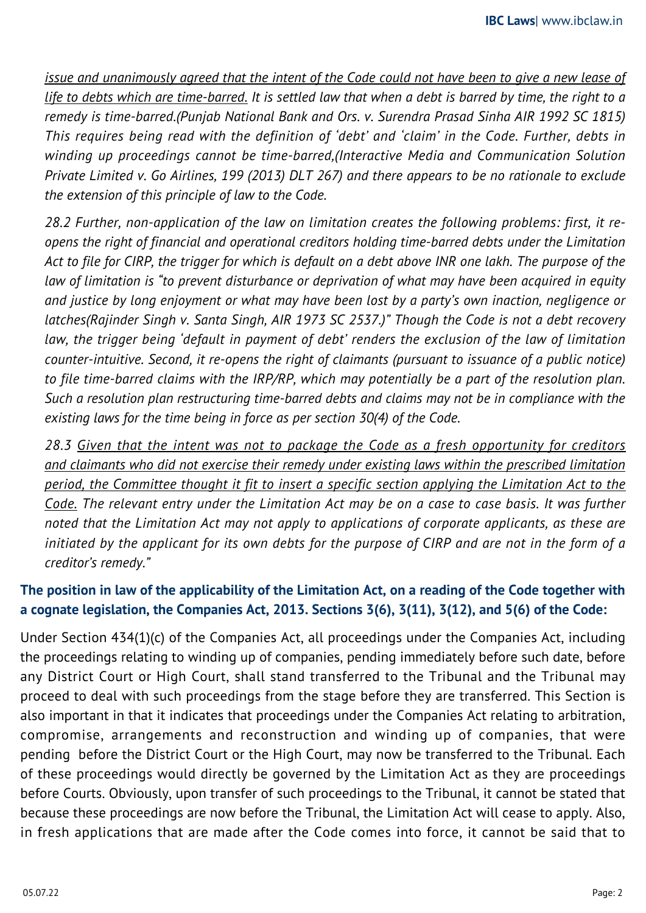*<u>issue and unanimously agreed that the intent of the Code could not have been to give a new lease of life to debts which are time-barred.</u> It is settled law that when a debt is barred by time, the right to a remedy is time-barred.(Punjab National Bank and Ors. v. Surendra Prasad Sinha AIR 1992 SC 1815) This requires being read with the definition of 'debt' and 'claim' in the Code. Further, debts in winding up proceedings cannot be time-barred,(Interactive Media and Communication Solution Private Limited v. Go Airlines, 199 (2013) DLT 267) and there appears to be no rationale to exclude the extension of this principle of law to the Code.*

*28.2 Further, non-application of the law on limitation creates the following problems: first, it re-opens the right of financial and operational creditors holding time-barred debts under the Limitation Act to file for CIRP, the trigger for which is default on a debt above INR one lakh. The purpose of the law of limitation is "to prevent disturbance or deprivation of what may have been acquired in equity and justice by long enjoyment or what may have been lost by a party's own inaction, negligence or latches(Rajinder Singh v. Santa Singh, AIR 1973 SC 2537.)" Though the Code is not a debt recovery law, the trigger being 'default in payment of debt' renders the exclusion of the law of limitation counter-intuitive. Second, it re-opens the right of claimants (pursuant to issuance of a public notice) to file time-barred claims with the IRP/RP, which may potentially be a part of the resolution plan. Such a resolution plan restructuring time-barred debts and claims may not be in compliance with the existing laws for the time being in force as per section 30(4) of the Code.*

*28.3 <u>Given that the intent was not to package the Code as a fresh opportunity for creditors and claimants who did not exercise their remedy under existing laws within the prescribed limitation period, the Committee thought it fit to insert a specific section applying the Limitation Act to the Code.</u> The relevant entry under the Limitation Act may be on a case to case basis. It was further noted that the Limitation Act may not apply to applications of corporate applicants, as these are initiated by the applicant for its own debts for the purpose of CIRP and are not in the form of a creditor's remedy."*

### The position in law of the applicability of the Limitation Act, on a reading of the Code together with a cognate legislation, the Companies Act, 2013. Sections 3(6), 3(11), 3(12), and 5(6) of the Code:

Under Section 434(1)(c) of the Companies Act, all proceedings under the Companies Act, including the proceedings relating to winding up of companies, pending immediately before such date, before any District Court or High Court, shall stand transferred to the Tribunal and the Tribunal may proceed to deal with such proceedings from the stage before they are transferred. This Section is also important in that it indicates that proceedings under the Companies Act relating to arbitration, compromise, arrangements and reconstruction and winding up of companies, that were pending before the District Court or the High Court, may now be transferred to the Tribunal. Each of these proceedings would directly be governed by the Limitation Act as they are proceedings before Courts. Obviously, upon transfer of such proceedings to the Tribunal, it cannot be stated that because these proceedings are now before the Tribunal, the Limitation Act will cease to apply. Also, in fresh applications that are made after the Code comes into force, it cannot be said that to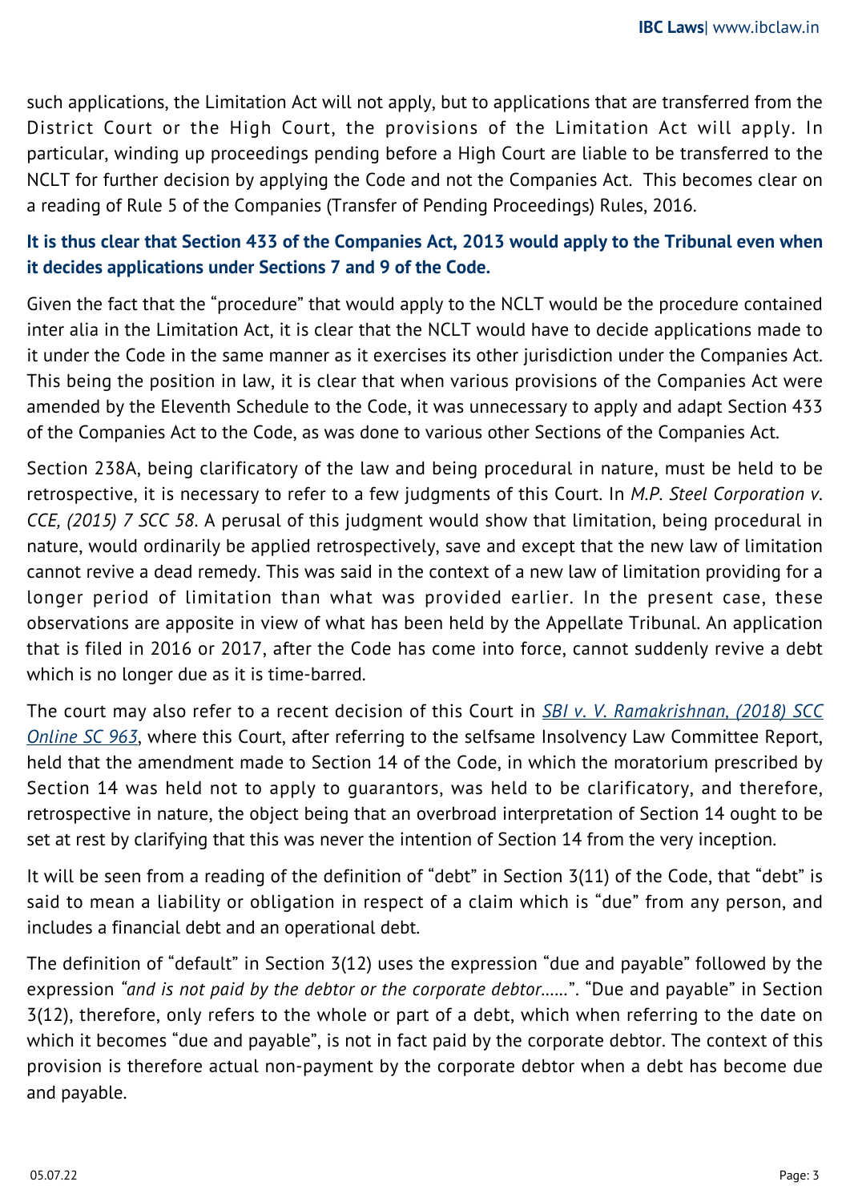such applications, the Limitation Act will not apply, but to applications that are transferred from the District Court or the High Court, the provisions of the Limitation Act will apply. In particular, winding up proceedings pending before a High Court are liable to be transferred to the NCLT for further decision by applying the Code and not the Companies Act. This becomes clear on a reading of Rule 5 of the Companies (Transfer of Pending Proceedings) Rules, 2016.

**It is thus clear that Section 433 of the Companies Act, 2013 would apply to the Tribunal even when it decides applications under Sections 7 and 9 of the Code.**

Given the fact that the "procedure" that would apply to the NCLT would be the procedure contained inter alia in the Limitation Act, it is clear that the NCLT would have to decide applications made to it under the Code in the same manner as it exercises its other jurisdiction under the Companies Act. This being the position in law, it is clear that when various provisions of the Companies Act were amended by the Eleventh Schedule to the Code, it was unnecessary to apply and adapt Section 433 of the Companies Act to the Code, as was done to various other Sections of the Companies Act.

Section 238A, being clarificatory of the law and being procedural in nature, must be held to be retrospective, it is necessary to refer to a few judgments of this Court. In *M.P. Steel Corporation v. CCE, (2015) 7 SCC 58*. A perusal of this judgment would show that limitation, being procedural in nature, would ordinarily be applied retrospectively, save and except that the new law of limitation cannot revive a dead remedy. This was said in the context of a new law of limitation providing for a longer period of limitation than what was provided earlier. In the present case, these observations are apposite in view of what has been held by the Appellate Tribunal. An application that is filed in 2016 or 2017, after the Code has come into force, cannot suddenly revive a debt which is no longer due as it is time-barred.

The court may also refer to a recent decision of this Court in *SBI v. V. Ramakrishnan, (2018) SCC Online SC 963*, where this Court, after referring to the selfsame Insolvency Law Committee Report, held that the amendment made to Section 14 of the Code, in which the moratorium prescribed by Section 14 was held not to apply to guarantors, was held to be clarificatory, and therefore, retrospective in nature, the object being that an overbroad interpretation of Section 14 ought to be set at rest by clarifying that this was never the intention of Section 14 from the very inception.

It will be seen from a reading of the definition of "debt" in Section 3(11) of the Code, that "debt" is said to mean a liability or obligation in respect of a claim which is "due" from any person, and includes a financial debt and an operational debt.

The definition of "default" in Section 3(12) uses the expression "due and payable" followed by the expression *"and is not paid by the debtor or the corporate debtor……"*. "Due and payable" in Section 3(12), therefore, only refers to the whole or part of a debt, which when referring to the date on which it becomes "due and payable", is not in fact paid by the corporate debtor. The context of this provision is therefore actual non-payment by the corporate debtor when a debt has become due and payable.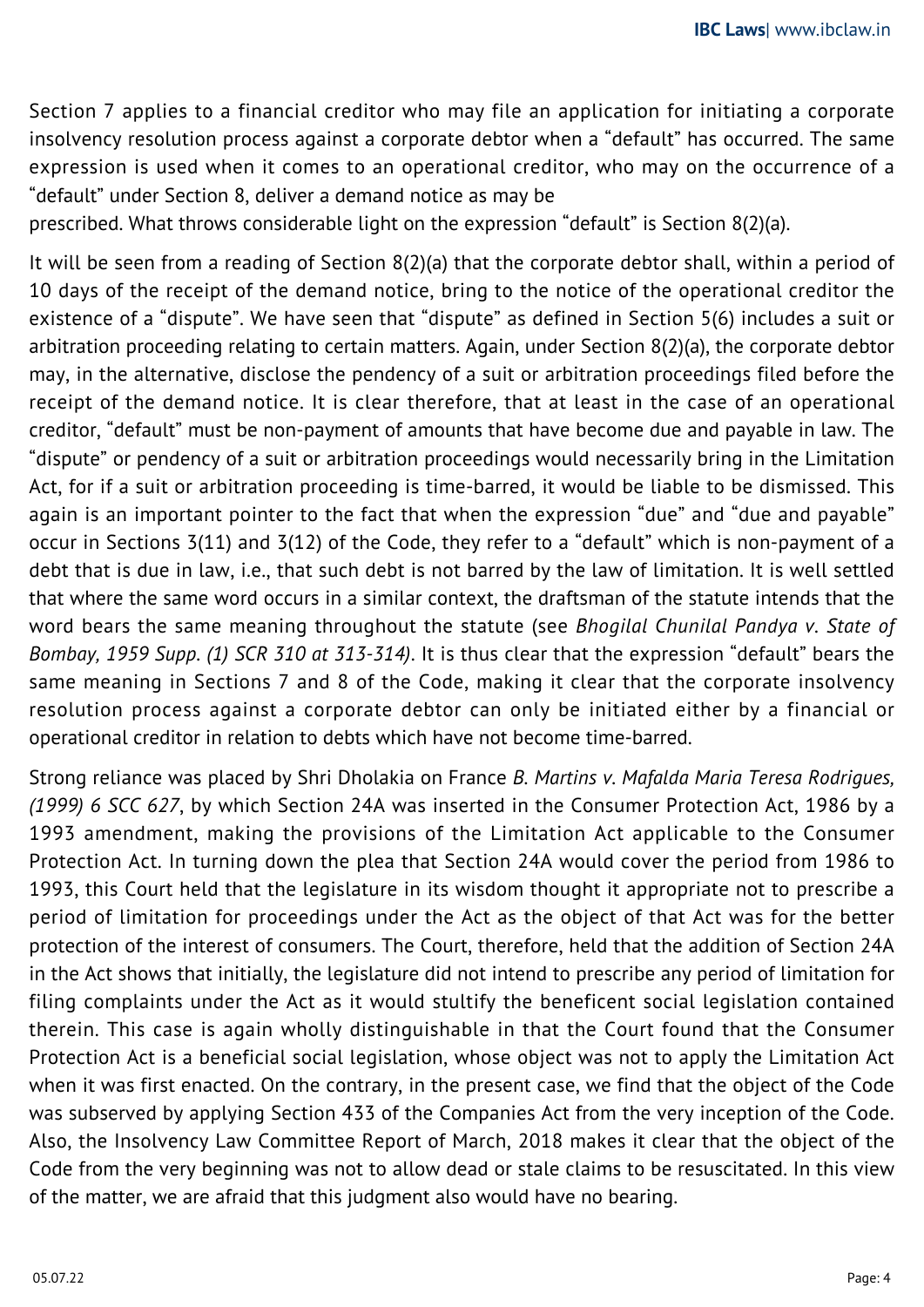Section 7 applies to a financial creditor who may file an application for initiating a corporate insolvency resolution process against a corporate debtor when a "default" has occurred. The same expression is used when it comes to an operational creditor, who may on the occurrence of a "default" under Section 8, deliver a demand notice as may be prescribed. What throws considerable light on the expression "default" is Section 8(2)(a).

It will be seen from a reading of Section 8(2)(a) that the corporate debtor shall, within a period of 10 days of the receipt of the demand notice, bring to the notice of the operational creditor the existence of a "dispute". We have seen that "dispute" as defined in Section 5(6) includes a suit or arbitration proceeding relating to certain matters. Again, under Section 8(2)(a), the corporate debtor may, in the alternative, disclose the pendency of a suit or arbitration proceedings filed before the receipt of the demand notice. It is clear therefore, that at least in the case of an operational creditor, "default" must be non-payment of amounts that have become due and payable in law. The "dispute" or pendency of a suit or arbitration proceedings would necessarily bring in the Limitation Act, for if a suit or arbitration proceeding is time-barred, it would be liable to be dismissed. This again is an important pointer to the fact that when the expression "due" and "due and payable" occur in Sections 3(11) and 3(12) of the Code, they refer to a "default" which is non-payment of a debt that is due in law, i.e., that such debt is not barred by the law of limitation. It is well settled that where the same word occurs in a similar context, the draftsman of the statute intends that the word bears the same meaning throughout the statute (see *Bhogilal Chunilal Pandya v. State of Bombay, 1959 Supp. (1) SCR 310 at 313-314)*. It is thus clear that the expression "default" bears the same meaning in Sections 7 and 8 of the Code, making it clear that the corporate insolvency resolution process against a corporate debtor can only be initiated either by a financial or operational creditor in relation to debts which have not become time-barred.

Strong reliance was placed by Shri Dholakia on France *B. Martins v. Mafalda Maria Teresa Rodrigues, (1999) 6 SCC 627*, by which Section 24A was inserted in the Consumer Protection Act, 1986 by a 1993 amendment, making the provisions of the Limitation Act applicable to the Consumer Protection Act. In turning down the plea that Section 24A would cover the period from 1986 to 1993, this Court held that the legislature in its wisdom thought it appropriate not to prescribe a period of limitation for proceedings under the Act as the object of that Act was for the better protection of the interest of consumers. The Court, therefore, held that the addition of Section 24A in the Act shows that initially, the legislature did not intend to prescribe any period of limitation for filing complaints under the Act as it would stultify the beneficent social legislation contained therein. This case is again wholly distinguishable in that the Court found that the Consumer Protection Act is a beneficial social legislation, whose object was not to apply the Limitation Act when it was first enacted. On the contrary, in the present case, we find that the object of the Code was subserved by applying Section 433 of the Companies Act from the very inception of the Code. Also, the Insolvency Law Committee Report of March, 2018 makes it clear that the object of the Code from the very beginning was not to allow dead or stale claims to be resuscitated. In this view of the matter, we are afraid that this judgment also would have no bearing.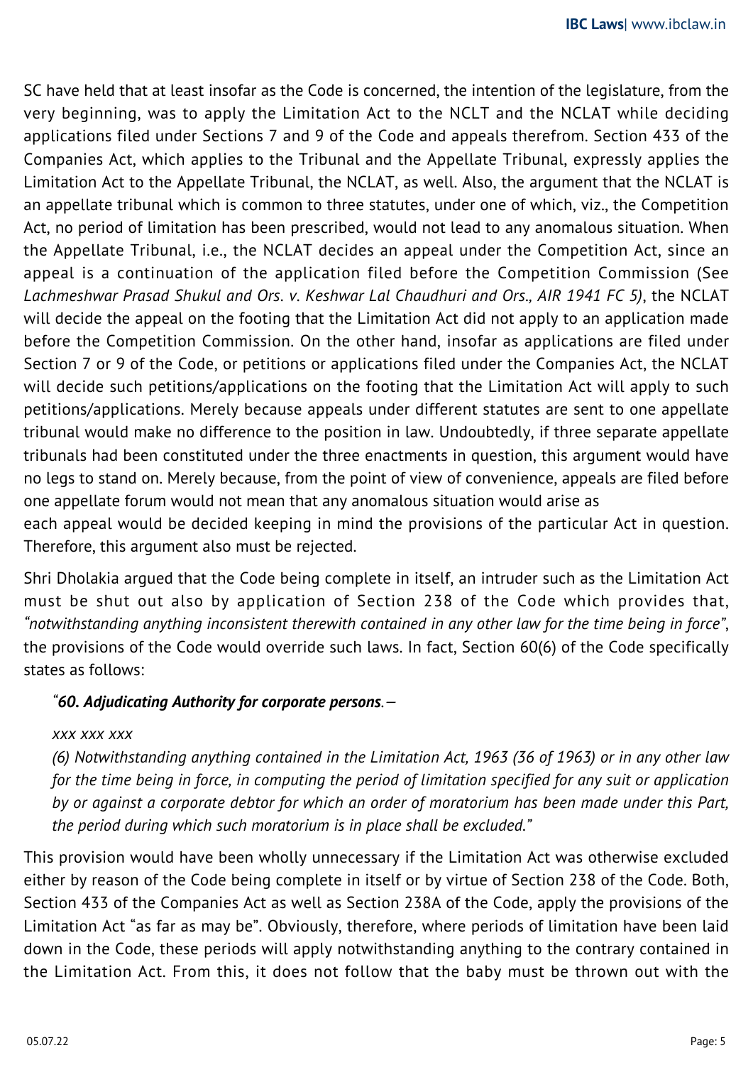SC have held that at least insofar as the Code is concerned, the intention of the legislature, from the very beginning, was to apply the Limitation Act to the NCLT and the NCLAT while deciding applications filed under Sections 7 and 9 of the Code and appeals therefrom. Section 433 of the Companies Act, which applies to the Tribunal and the Appellate Tribunal, expressly applies the Limitation Act to the Appellate Tribunal, the NCLAT, as well. Also, the argument that the NCLAT is an appellate tribunal which is common to three statutes, under one of which, viz., the Competition Act, no period of limitation has been prescribed, would not lead to any anomalous situation. When the Appellate Tribunal, i.e., the NCLAT decides an appeal under the Competition Act, since an appeal is a continuation of the application filed before the Competition Commission (See *Lachmeshwar Prasad Shukul and Ors. v. Keshwar Lal Chaudhuri and Ors., AIR 1941 FC 5)*, the NCLAT will decide the appeal on the footing that the Limitation Act did not apply to an application made before the Competition Commission. On the other hand, insofar as applications are filed under Section 7 or 9 of the Code, or petitions or applications filed under the Companies Act, the NCLAT will decide such petitions/applications on the footing that the Limitation Act will apply to such petitions/applications. Merely because appeals under different statutes are sent to one appellate tribunal would make no difference to the position in law. Undoubtedly, if three separate appellate tribunals had been constituted under the three enactments in question, this argument would have no legs to stand on. Merely because, from the point of view of convenience, appeals are filed before one appellate forum would not mean that any anomalous situation would arise as each appeal would be decided keeping in mind the provisions of the particular Act in question. Therefore, this argument also must be rejected.

Shri Dholakia argued that the Code being complete in itself, an intruder such as the Limitation Act must be shut out also by application of Section 238 of the Code which provides that, *"notwithstanding anything inconsistent therewith contained in any other law for the time being in force"*, the provisions of the Code would override such laws. In fact, Section 60(6) of the Code specifically states as follows:

> *"**60. Adjudicating Authority for corporate persons**.—*
>
> *xxx xxx xxx*
>
> *(6) Notwithstanding anything contained in the Limitation Act, 1963 (36 of 1963) or in any other law for the time being in force, in computing the period of limitation specified for any suit or application by or against a corporate debtor for which an order of moratorium has been made under this Part, the period during which such moratorium is in place shall be excluded."*

This provision would have been wholly unnecessary if the Limitation Act was otherwise excluded either by reason of the Code being complete in itself or by virtue of Section 238 of the Code. Both, Section 433 of the Companies Act as well as Section 238A of the Code, apply the provisions of the Limitation Act "as far as may be". Obviously, therefore, where periods of limitation have been laid down in the Code, these periods will apply notwithstanding anything to the contrary contained in the Limitation Act. From this, it does not follow that the baby must be thrown out with the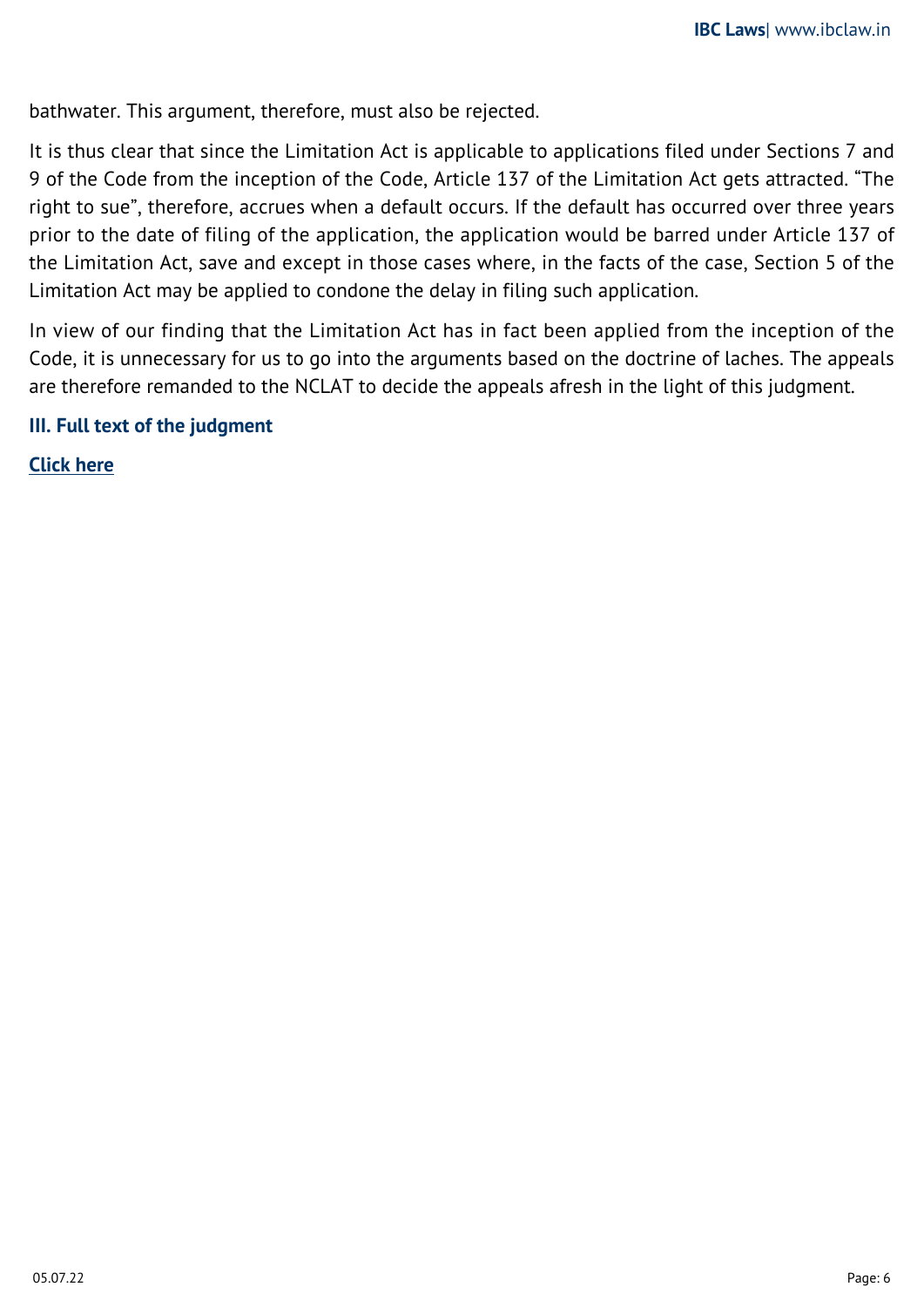bathwater. This argument, therefore, must also be rejected.

It is thus clear that since the Limitation Act is applicable to applications filed under Sections 7 and 9 of the Code from the inception of the Code, Article 137 of the Limitation Act gets attracted. "The right to sue", therefore, accrues when a default occurs. If the default has occurred over three years prior to the date of filing of the application, the application would be barred under Article 137 of the Limitation Act, save and except in those cases where, in the facts of the case, Section 5 of the Limitation Act may be applied to condone the delay in filing such application.

In view of our finding that the Limitation Act has in fact been applied from the inception of the Code, it is unnecessary for us to go into the arguments based on the doctrine of laches. The appeals are therefore remanded to the NCLAT to decide the appeals afresh in the light of this judgment.

### III. Full text of the judgment

**Click here**